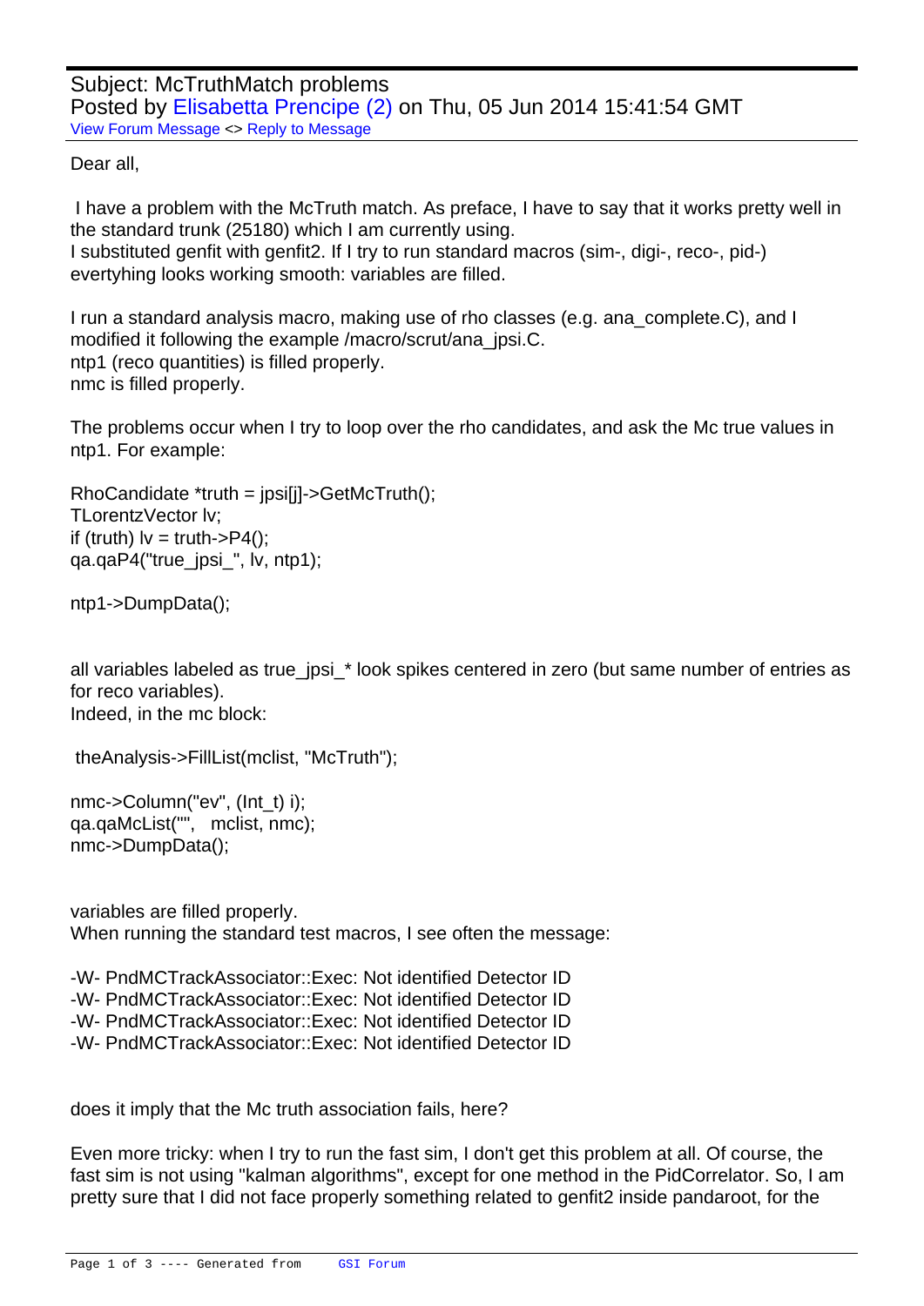Subject: McTruthMatch problems
Posted by Elisabetta Prencipe (2) on Thu, 05 Jun 2014 15:41:54 GMT
View Forum Message <> Reply to Message

Dear all,

I have a problem with the McTruth match. As preface, I have to say that it works pretty well in the standard trunk (25180) which I am currently using.
I substituted genfit with genfit2. If I try to run standard macros (sim-, digi-, reco-, pid-) evertyhing looks working smooth: variables are filled.

I run a standard analysis macro, making use of rho classes (e.g. ana_complete.C), and I modified it following the example /macro/scrut/ana_jpsi.C.
ntp1 (reco quantities) is filled properly.
nmc is filled properly.

The problems occur when I try to loop over the rho candidates, and ask the Mc true values in ntp1. For example:

```
RhoCandidate *truth = jpsi[j]->GetMcTruth();
TLorentzVector lv;
if (truth) lv = truth->P4();
qa.qaP4("true_jpsi_", lv, ntp1);

ntp1->DumpData();
```

all variables labeled as true_jpsi_* look spikes centered in zero (but same number of entries as for reco variables).
Indeed, in the mc block:

```
theAnalysis->FillList(mclist, "McTruth");

nmc->Column("ev", (Int_t) i);
qa.qaMcList("",   mclist, nmc);
nmc->DumpData();
```

variables are filled properly.
When running the standard test macros, I see often the message:

```
-W- PndMCTrackAssociator::Exec: Not identified Detector ID
-W- PndMCTrackAssociator::Exec: Not identified Detector ID
-W- PndMCTrackAssociator::Exec: Not identified Detector ID
-W- PndMCTrackAssociator::Exec: Not identified Detector ID
```

does it imply that the Mc truth association fails, here?

Even more tricky: when I try to run the fast sim, I don't get this problem at all. Of course, the fast sim is not using "kalman algorithms", except for one method in the PidCorrelator. So, I am pretty sure that I did not face properly something related to genfit2 inside pandaroot, for the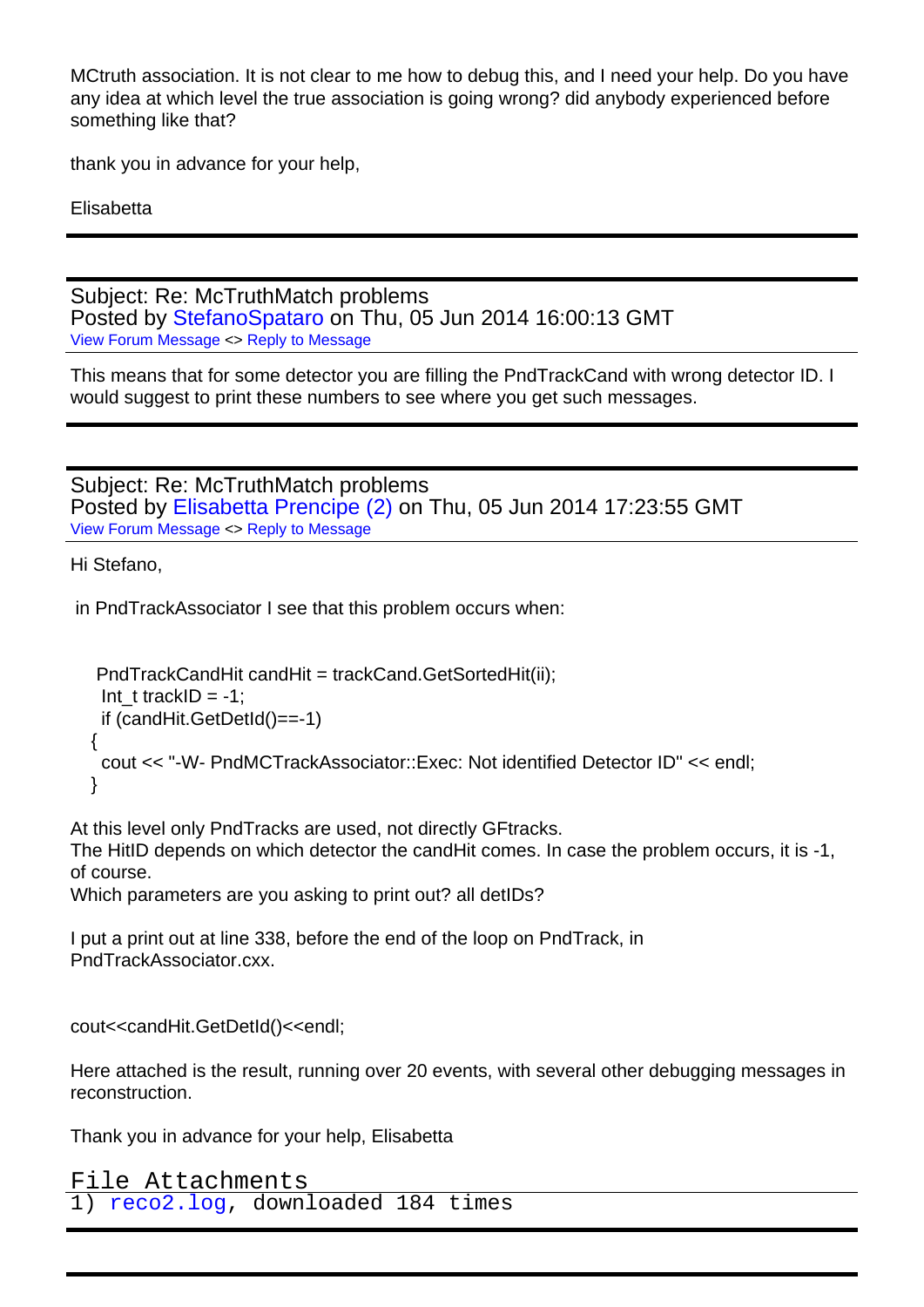MCtruth association. It is not clear to me how to debug this, and I need your help. Do you have any idea at which level the true association is going wrong? did anybody experienced before something like that?

thank you in advance for your help,

Elisabetta

---

Subject: Re: McTruthMatch problems
Posted by StefanoSpataro on Thu, 05 Jun 2014 16:00:13 GMT
View Forum Message <> Reply to Message

This means that for some detector you are filling the PndTrackCand with wrong detector ID. I would suggest to print these numbers to see where you get such messages.

---

Subject: Re: McTruthMatch problems
Posted by Elisabetta Prencipe (2) on Thu, 05 Jun 2014 17:23:55 GMT
View Forum Message <> Reply to Message

Hi Stefano,

in PndTrackAssociator I see that this problem occurs when:

```
PndTrackCandHit candHit = trackCand.GetSortedHit(ii);
 Int_t trackID = -1;
 if (candHit.GetDetId()==-1)
{
 cout << "-W- PndMCTrackAssociator::Exec: Not identified Detector ID" << endl;
}
```

At this level only PndTracks are used, not directly GFtracks.
The HitID depends on which detector the candHit comes. In case the problem occurs, it is -1, of course.
Which parameters are you asking to print out? all detIDs?

I put a print out at line 338, before the end of the loop on PndTrack, in PndTrackAssociator.cxx.

cout<<candHit.GetDetId()<<endl;

Here attached is the result, running over 20 events, with several other debugging messages in reconstruction.

Thank you in advance for your help, Elisabetta

File Attachments
1) reco2.log, downloaded 184 times

---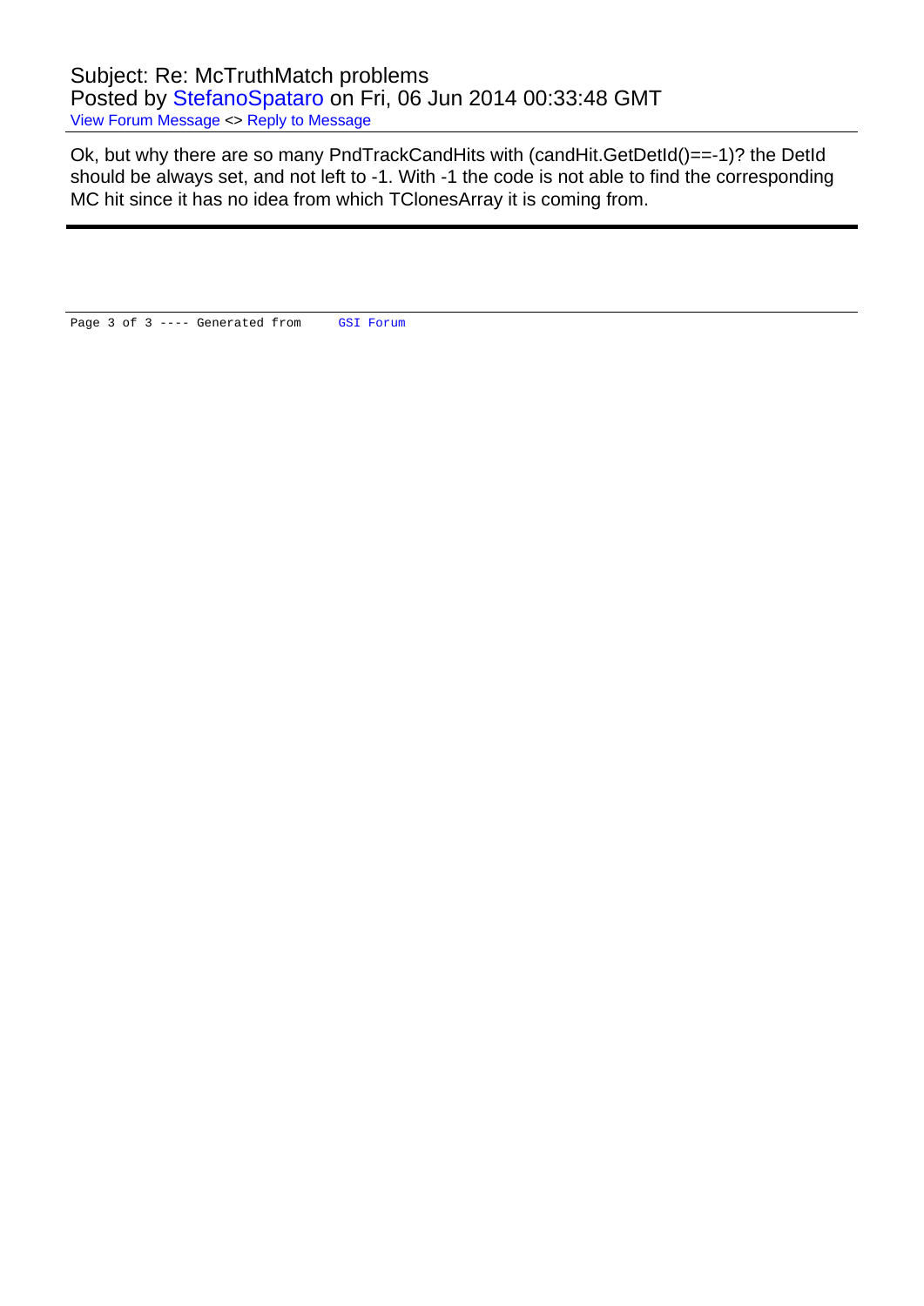Subject: Re: McTruthMatch problems
Posted by StefanoSpataro on Fri, 06 Jun 2014 00:33:48 GMT
View Forum Message <> Reply to Message

Ok, but why there are so many PndTrackCandHits with (candHit.GetDetId()==-1)? the DetId should be always set, and not left to -1. With -1 the code is not able to find the corresponding MC hit since it has no idea from which TClonesArray it is coming from.